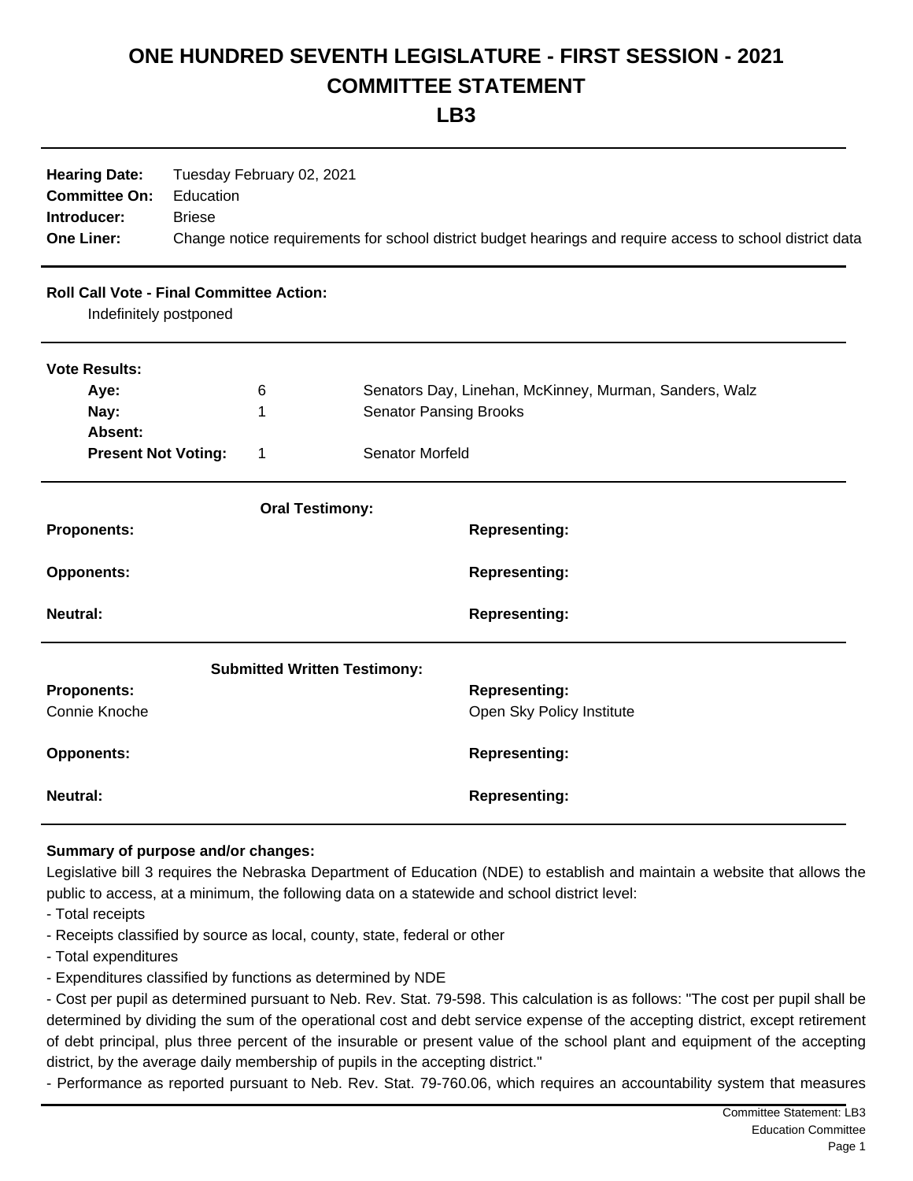# ONE HUNDRED SEVENTH LEGISLATURE - FIRST SESSION - 2021
# COMMITTEE STATEMENT
# LB3

| | |
|---|---|
| **Hearing Date:** | Tuesday February 02, 2021 |
| **Committee On:** | Education |
| **Introducer:** | Briese |
| **One Liner:** | Change notice requirements for school district budget hearings and require access to school district data |

**Roll Call Vote - Final Committee Action:**

Indefinitely postponed

**Vote Results:**

| | | |
|---|---|---|
| **Aye:** | 6 | Senators Day, Linehan, McKinney, Murman, Sanders, Walz |
| **Nay:** | 1 | Senator Pansing Brooks |
| **Absent:** | | |
| **Present Not Voting:** | 1 | Senator Morfeld |

**Oral Testimony:**

| | |
|---|---|
| **Proponents:** | **Representing:** |
| **Opponents:** | **Representing:** |
| **Neutral:** | **Representing:** |

**Submitted Written Testimony:**

| | |
|---|---|
| **Proponents:** | **Representing:** |
| Connie Knoche | Open Sky Policy Institute |
| **Opponents:** | **Representing:** |
| **Neutral:** | **Representing:** |

**Summary of purpose and/or changes:**

Legislative bill 3 requires the Nebraska Department of Education (NDE) to establish and maintain a website that allows the public to access, at a minimum, the following data on a statewide and school district level:

- Total receipts
- Receipts classified by source as local, county, state, federal or other
- Total expenditures
- Expenditures classified by functions as determined by NDE
- Cost per pupil as determined pursuant to Neb. Rev. Stat. 79-598. This calculation is as follows: "The cost per pupil shall be determined by dividing the sum of the operational cost and debt service expense of the accepting district, except retirement of debt principal, plus three percent of the insurable or present value of the school plant and equipment of the accepting district, by the average daily membership of pupils in the accepting district."
- Performance as reported pursuant to Neb. Rev. Stat. 79-760.06, which requires an accountability system that measures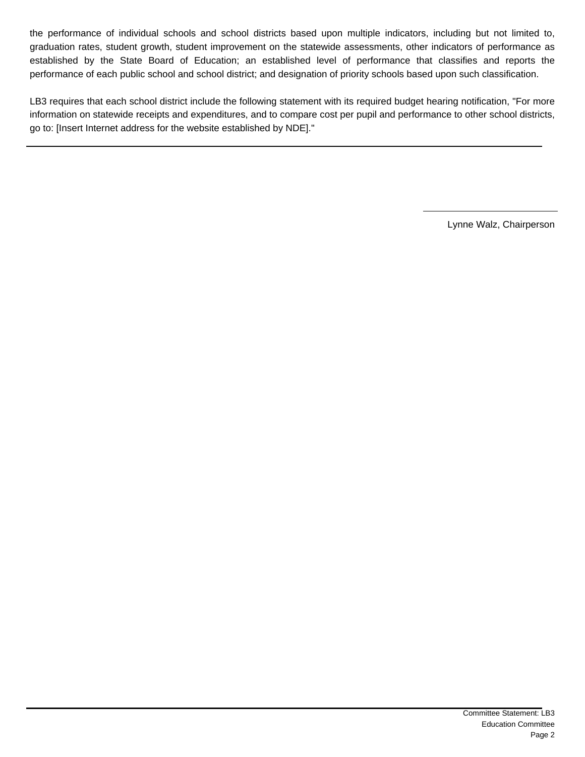the performance of individual schools and school districts based upon multiple indicators, including but not limited to, graduation rates, student growth, student improvement on the statewide assessments, other indicators of performance as established by the State Board of Education; an established level of performance that classifies and reports the performance of each public school and school district; and designation of priority schools based upon such classification.

LB3 requires that each school district include the following statement with its required budget hearing notification, "For more information on statewide receipts and expenditures, and to compare cost per pupil and performance to other school districts, go to: [Insert Internet address for the website established by NDE]."

---

Lynne Walz, Chairperson